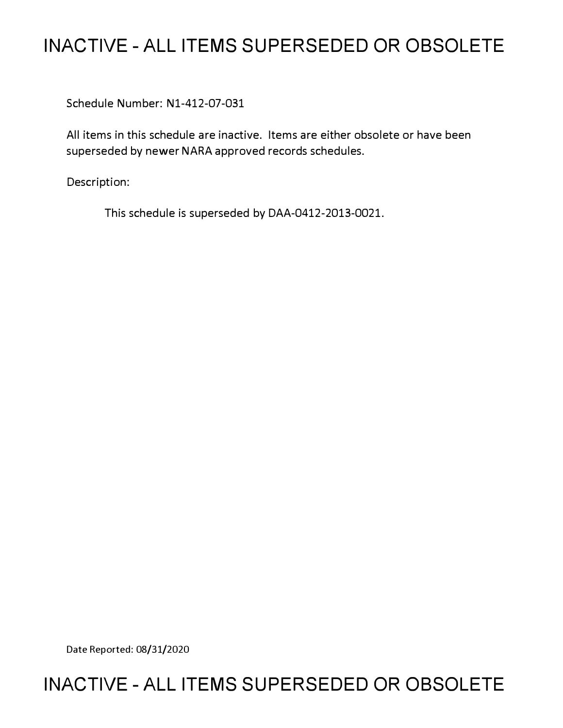# INACTIVE - ALL ITEMS SUPERSEDED OR OBSOLETE

Schedule Number: N1-412-07-031

All items in this schedule are inactive. Items are either obsolete or have been superseded by newer NARA approved records schedules.

Description:

This schedule is superseded by DAA-0412-2013-0021.

Date Reported: 08/31/2020

# INACTIVE - ALL ITEMS SUPERSEDED OR OBSOLETE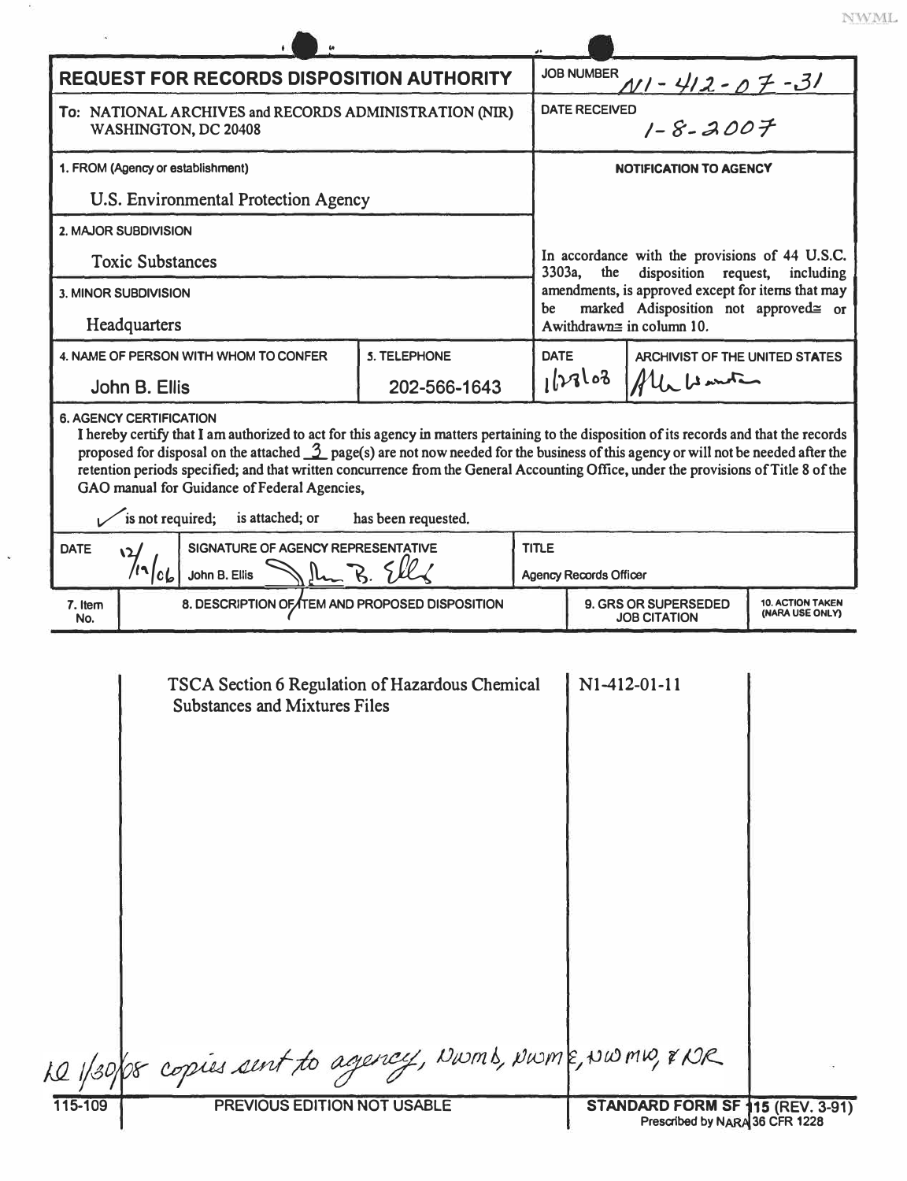NWML

| REQUEST FOR RECORDS DISPOSITION AUTHORITY | | JOB NUMBER N1-412-07-31 | |
|---|---|---|---|
| To: NATIONAL ARCHIVES and RECORDS ADMINISTRATION (NIR) WASHINGTON, DC 20408 | | DATE RECEIVED 1-8-2007 | |
| 1. FROM (Agency or establishment) U.S. Environmental Protection Agency | | NOTIFICATION TO AGENCY | |
| 2. MAJOR SUBDIVISION Toxic Substances | | In accordance with the provisions of 44 U.S.C. 3303a, the disposition request, including amendments, is approved except for items that may be marked Adisposition not approved≅ or Awithdrawn≅ in column 10. | |
| 3. MINOR SUBDIVISION Headquarters | | | |
| 4. NAME OF PERSON WITH WHOM TO CONFER John B. Ellis | 5. TELEPHONE 202-566-1643 | DATE 1/23/08 | ARCHIVIST OF THE UNITED STATES [signature] |

**6. AGENCY CERTIFICATION**

I hereby certify that I am authorized to act for this agency in matters pertaining to the disposition of its records and that the records proposed for disposal on the attached 3 page(s) are not now needed for the business of this agency or will not be needed after the retention periods specified; and that written concurrence from the General Accounting Office, under the provisions of Title 8 of the GAO manual for Guidance of Federal Agencies,

✓ is not required; is attached; or has been requested.

| DATE | SIGNATURE OF AGENCY REPRESENTATIVE | TITLE |
|---|---|---|
| 12/19/06 | John B. Ellis [signature] | Agency Records Officer |

| 7. Item No. | 8. DESCRIPTION OF ITEM AND PROPOSED DISPOSITION | 9. GRS OR SUPERSEDED JOB CITATION | 10. ACTION TAKEN (NARA USE ONLY) |
|---|---|---|---|
| | TSCA Section 6 Regulation of Hazardous Chemical Substances and Mixtures Files | N1-412-01-11 | |

LQ 1/30/08 copies sent to agency, NWMD, NWME, NWMW, & NR

115-109 PREVIOUS EDITION NOT USABLE

STANDARD FORM SF 115 (REV. 3-91)
Prescribed by NARA 36 CFR 1228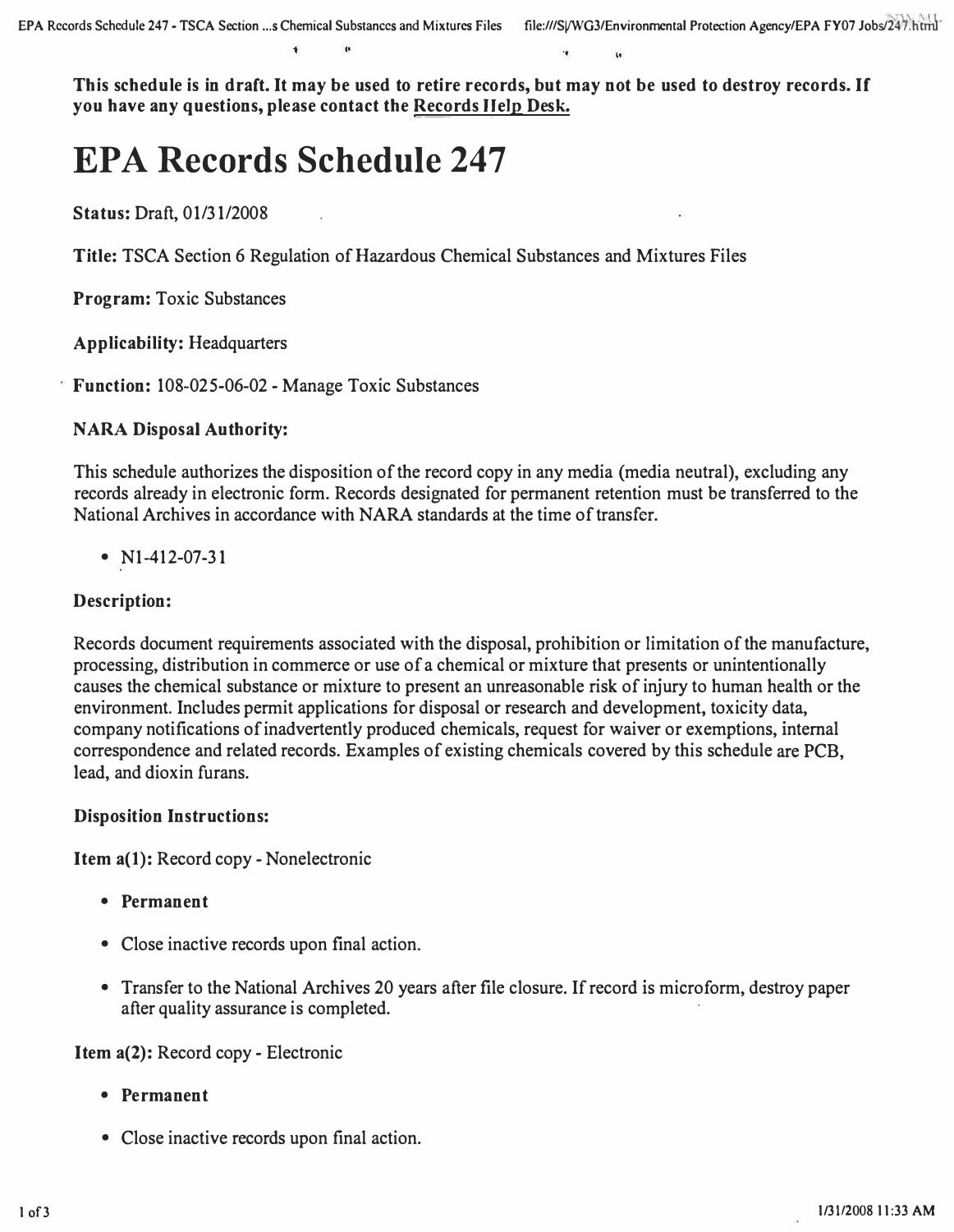**This schedule is in draft. It may be used to retire records, but may not be used to destroy records. If you have any questions, please contact the Records Help Desk.**

# EPA Records Schedule 247

**Status:** Draft, 01/31/2008

**Title:** TSCA Section 6 Regulation of Hazardous Chemical Substances and Mixtures Files

**Program:** Toxic Substances

**Applicability:** Headquarters

**Function:** 108-025-06-02 - Manage Toxic Substances

### NARA Disposal Authority:

This schedule authorizes the disposition of the record copy in any media (media neutral), excluding any records already in electronic form. Records designated for permanent retention must be transferred to the National Archives in accordance with NARA standards at the time of transfer.

- N1-412-07-31

### Description:

Records document requirements associated with the disposal, prohibition or limitation of the manufacture, processing, distribution in commerce or use of a chemical or mixture that presents or unintentionally causes the chemical substance or mixture to present an unreasonable risk of injury to human health or the environment. Includes permit applications for disposal or research and development, toxicity data, company notifications of inadvertently produced chemicals, request for waiver or exemptions, internal correspondence and related records. Examples of existing chemicals covered by this schedule are PCB, lead, and dioxin furans.

### Disposition Instructions:

**Item a(1):** Record copy - Nonelectronic

- **Permanent**
- Close inactive records upon final action.
- Transfer to the National Archives 20 years after file closure. If record is microform, destroy paper after quality assurance is completed.

**Item a(2):** Record copy - Electronic

- **Permanent**
- Close inactive records upon final action.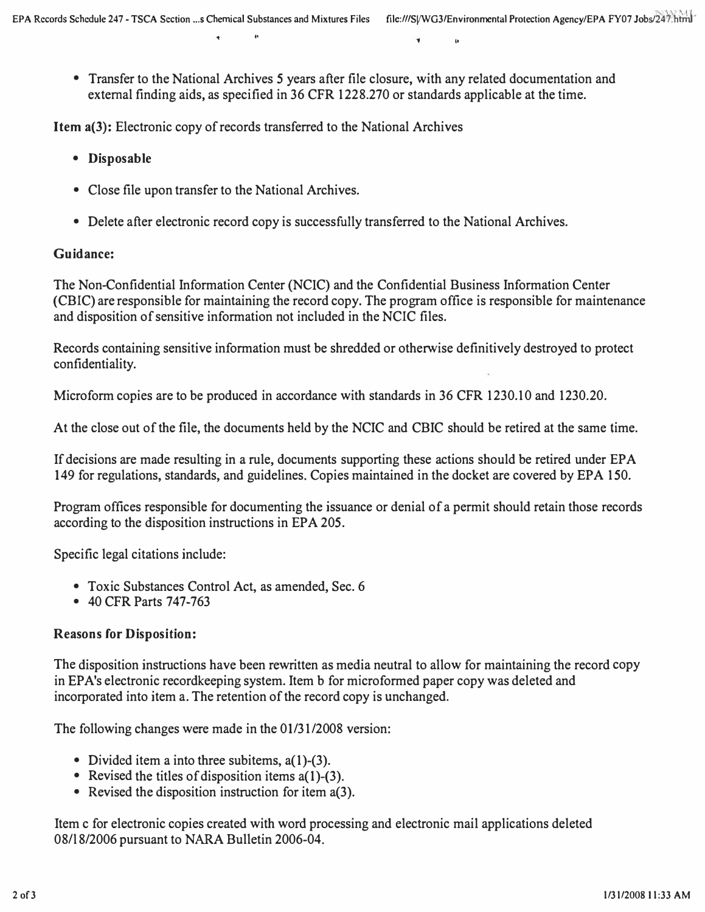- Transfer to the National Archives 5 years after file closure, with any related documentation and external finding aids, as specified in 36 CFR 1228.270 or standards applicable at the time.

**Item a(3):** Electronic copy of records transferred to the National Archives

- **Disposable**
- Close file upon transfer to the National Archives.
- Delete after electronic record copy is successfully transferred to the National Archives.

**Guidance:**

The Non-Confidential Information Center (NCIC) and the Confidential Business Information Center (CBIC) are responsible for maintaining the record copy. The program office is responsible for maintenance and disposition of sensitive information not included in the NCIC files.

Records containing sensitive information must be shredded or otherwise definitively destroyed to protect confidentiality.

Microform copies are to be produced in accordance with standards in 36 CFR 1230.10 and 1230.20.

At the close out of the file, the documents held by the NCIC and CBIC should be retired at the same time.

If decisions are made resulting in a rule, documents supporting these actions should be retired under EPA 149 for regulations, standards, and guidelines. Copies maintained in the docket are covered by EPA 150.

Program offices responsible for documenting the issuance or denial of a permit should retain those records according to the disposition instructions in EPA 205.

Specific legal citations include:

- Toxic Substances Control Act, as amended, Sec. 6
- 40 CFR Parts 747-763

**Reasons for Disposition:**

The disposition instructions have been rewritten as media neutral to allow for maintaining the record copy in EPA's electronic recordkeeping system. Item b for microformed paper copy was deleted and incorporated into item a. The retention of the record copy is unchanged.

The following changes were made in the 01/31/2008 version:

- Divided item a into three subitems, a(1)-(3).
- Revised the titles of disposition items a(1)-(3).
- Revised the disposition instruction for item a(3).

Item c for electronic copies created with word processing and electronic mail applications deleted 08/18/2006 pursuant to NARA Bulletin 2006-04.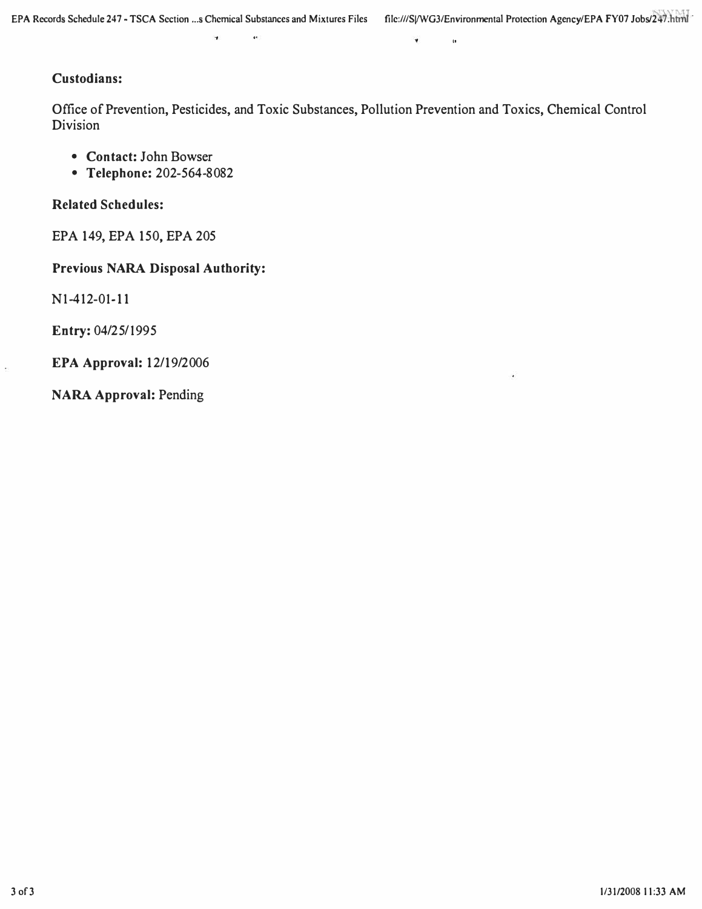**Custodians:**

Office of Prevention, Pesticides, and Toxic Substances, Pollution Prevention and Toxics, Chemical Control Division

- **Contact:** John Bowser
- **Telephone:** 202-564-8082

**Related Schedules:**

EPA 149, EPA 150, EPA 205

**Previous NARA Disposal Authority:**

N1-412-01-11

**Entry:** 04/25/1995

**EPA Approval:** 12/19/2006

**NARA Approval:** Pending